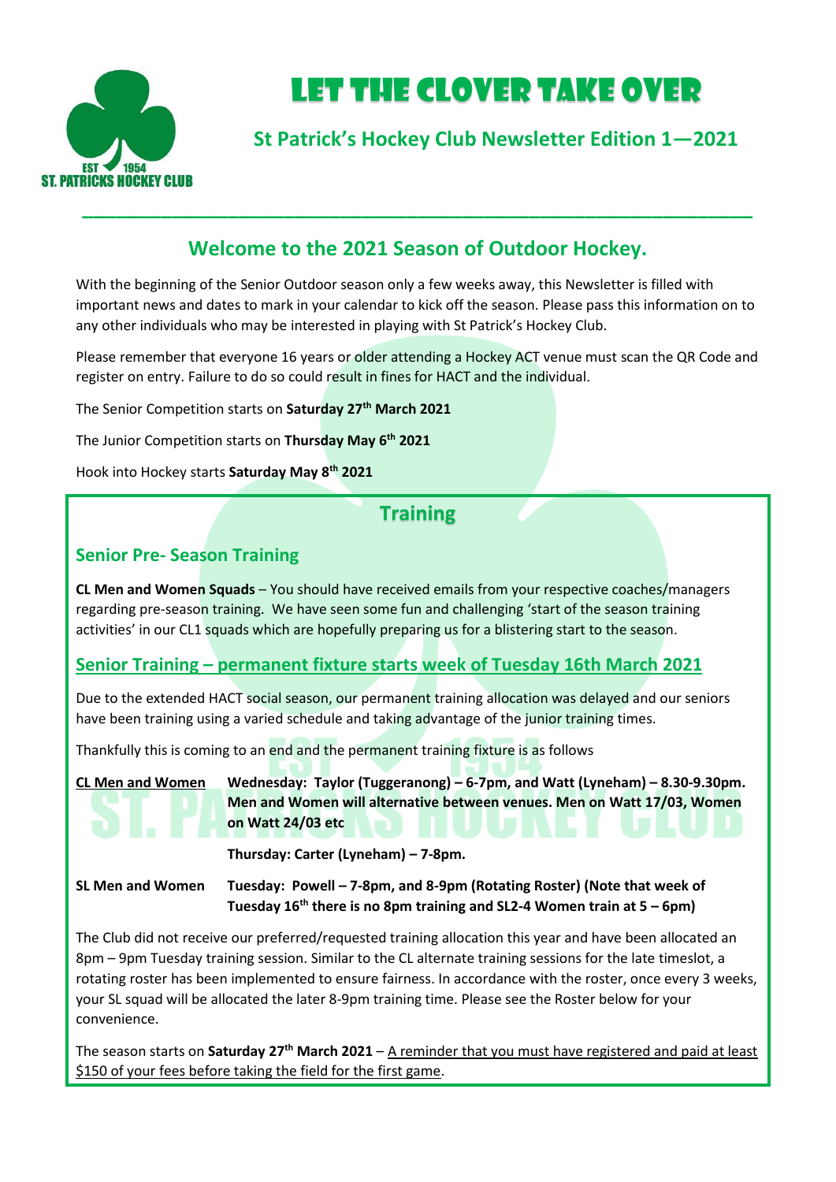# Let the Clover Take Over

## St Patrick's Hockey Club Newsletter Edition 1—2021

## Welcome to the 2021 Season of Outdoor Hockey.

With the beginning of the Senior Outdoor season only a few weeks away, this Newsletter is filled with important news and dates to mark in your calendar to kick off the season. Please pass this information on to any other individuals who may be interested in playing with St Patrick's Hockey Club.

Please remember that everyone 16 years or older attending a Hockey ACT venue must scan the QR Code and register on entry. Failure to do so could result in fines for HACT and the individual.

The Senior Competition starts on **Saturday 27th March 2021**

The Junior Competition starts on **Thursday May 6th 2021**

Hook into Hockey starts **Saturday May 8th 2021**

## Training

### Senior Pre- Season Training

**CL Men and Women Squads** – You should have received emails from your respective coaches/managers regarding pre-season training. We have seen some fun and challenging 'start of the season training activities' in our CL1 squads which are hopefully preparing us for a blistering start to the season.

### Senior Training – permanent fixture starts week of Tuesday 16th March 2021

Due to the extended HACT social season, our permanent training allocation was delayed and our seniors have been training using a varied schedule and taking advantage of the junior training times.

Thankfully this is coming to an end and the permanent training fixture is as follows

| | |
|---|---|
| CL Men and Women | **Wednesday: Taylor (Tuggeranong) – 6-7pm, and Watt (Lyneham) – 8.30-9.30pm. Men and Women will alternative between venues. Men on Watt 17/03, Women on Watt 24/03 etc** |
| | **Thursday: Carter (Lyneham) – 7-8pm.** |
| SL Men and Women | **Tuesday: Powell – 7-8pm, and 8-9pm (Rotating Roster) (Note that week of Tuesday 16th there is no 8pm training and SL2-4 Women train at 5 – 6pm)** |

The Club did not receive our preferred/requested training allocation this year and have been allocated an 8pm – 9pm Tuesday training session. Similar to the CL alternate training sessions for the late timeslot, a rotating roster has been implemented to ensure fairness. In accordance with the roster, once every 3 weeks, your SL squad will be allocated the later 8-9pm training time. Please see the Roster below for your convenience.

The season starts on **Saturday 27th March 2021** – A reminder that you must have registered and paid at least $150 of your fees before taking the field for the first game.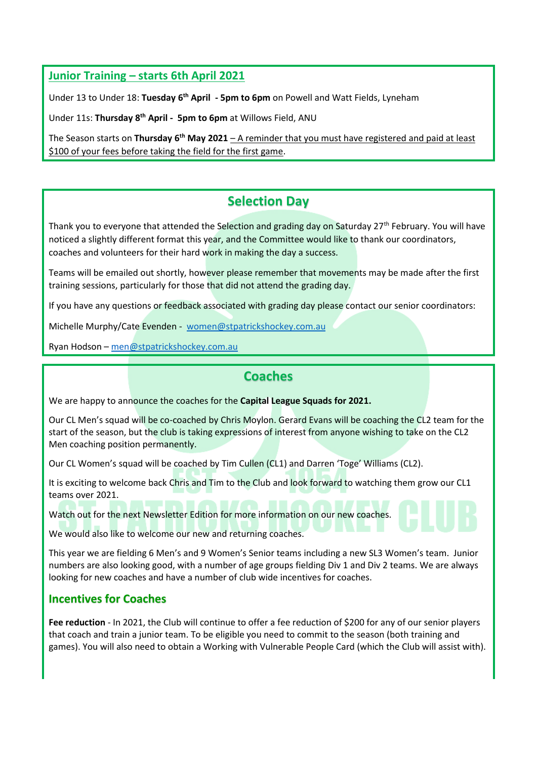## Junior Training – starts 6th April 2021

Under 13 to Under 18: **Tuesday 6th April - 5pm to 6pm** on Powell and Watt Fields, Lyneham

Under 11s: **Thursday 8th April - 5pm to 6pm** at Willows Field, ANU

The Season starts on **Thursday 6th May 2021** – A reminder that you must have registered and paid at least $100 of your fees before taking the field for the first game.

## Selection Day

Thank you to everyone that attended the Selection and grading day on Saturday 27th February. You will have noticed a slightly different format this year, and the Committee would like to thank our coordinators, coaches and volunteers for their hard work in making the day a success.

Teams will be emailed out shortly, however please remember that movements may be made after the first training sessions, particularly for those that did not attend the grading day.

If you have any questions or feedback associated with grading day please contact our senior coordinators:

Michelle Murphy/Cate Evenden - women@stpatrickshockey.com.au

Ryan Hodson – men@stpatrickshockey.com.au

## Coaches

We are happy to announce the coaches for the **Capital League Squads for 2021.**

Our CL Men's squad will be co-coached by Chris Moylon. Gerard Evans will be coaching the CL2 team for the start of the season, but the club is taking expressions of interest from anyone wishing to take on the CL2 Men coaching position permanently.

Our CL Women's squad will be coached by Tim Cullen (CL1) and Darren 'Toge' Williams (CL2).

It is exciting to welcome back Chris and Tim to the Club and look forward to watching them grow our CL1 teams over 2021.

Watch out for the next Newsletter Edition for more information on our new coaches.

We would also like to welcome our new and returning coaches.

This year we are fielding 6 Men's and 9 Women's Senior teams including a new SL3 Women's team. Junior numbers are also looking good, with a number of age groups fielding Div 1 and Div 2 teams. We are always looking for new coaches and have a number of club wide incentives for coaches.

### Incentives for Coaches

**Fee reduction** - In 2021, the Club will continue to offer a fee reduction of $200 for any of our senior players that coach and train a junior team. To be eligible you need to commit to the season (both training and games). You will also need to obtain a Working with Vulnerable People Card (which the Club will assist with).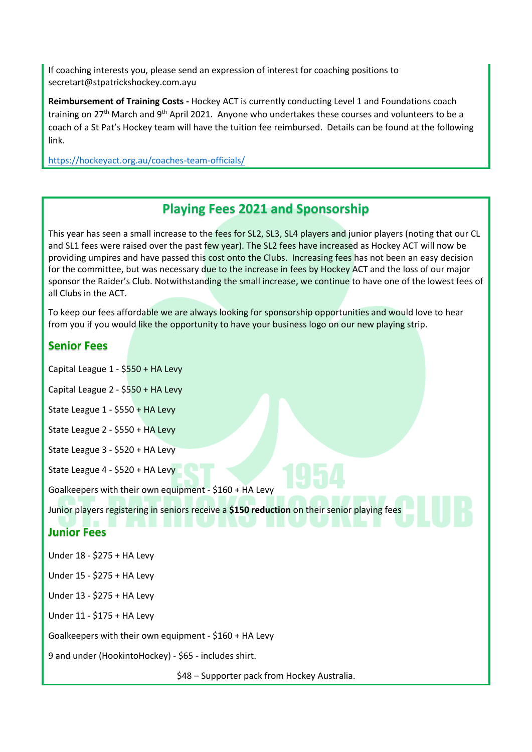If coaching interests you, please send an expression of interest for coaching positions to secretart@stpatrickshockey.com.ayu

**Reimbursement of Training Costs -** Hockey ACT is currently conducting Level 1 and Foundations coach training on 27th March and 9th April 2021. Anyone who undertakes these courses and volunteers to be a coach of a St Pat's Hockey team will have the tuition fee reimbursed. Details can be found at the following link.

https://hockeyact.org.au/coaches-team-officials/

## Playing Fees 2021 and Sponsorship

This year has seen a small increase to the fees for SL2, SL3, SL4 players and junior players (noting that our CL and SL1 fees were raised over the past few year). The SL2 fees have increased as Hockey ACT will now be providing umpires and have passed this cost onto the Clubs. Increasing fees has not been an easy decision for the committee, but was necessary due to the increase in fees by Hockey ACT and the loss of our major sponsor the Raider's Club. Notwithstanding the small increase, we continue to have one of the lowest fees of all Clubs in the ACT.

To keep our fees affordable we are always looking for sponsorship opportunities and would love to hear from you if you would like the opportunity to have your business logo on our new playing strip.

### Senior Fees

Capital League 1 - $550 + HA Levy

Capital League 2 - $550 + HA Levy

State League 1 - $550 + HA Levy

State League 2 - $550 + HA Levy

State League 3 - $520 + HA Levy

State League 4 - $520 + HA Levy

Goalkeepers with their own equipment - $160 + HA Levy

Junior players registering in seniors receive a **$150 reduction** on their senior playing fees

### Junior Fees

Under 18 - $275 + HA Levy

Under 15 - $275 + HA Levy

Under 13 - $275 + HA Levy

Under 11 - $175 + HA Levy

Goalkeepers with their own equipment - $160 + HA Levy

9 and under (HookintoHockey) - $65 - includes shirt.

$48 – Supporter pack from Hockey Australia.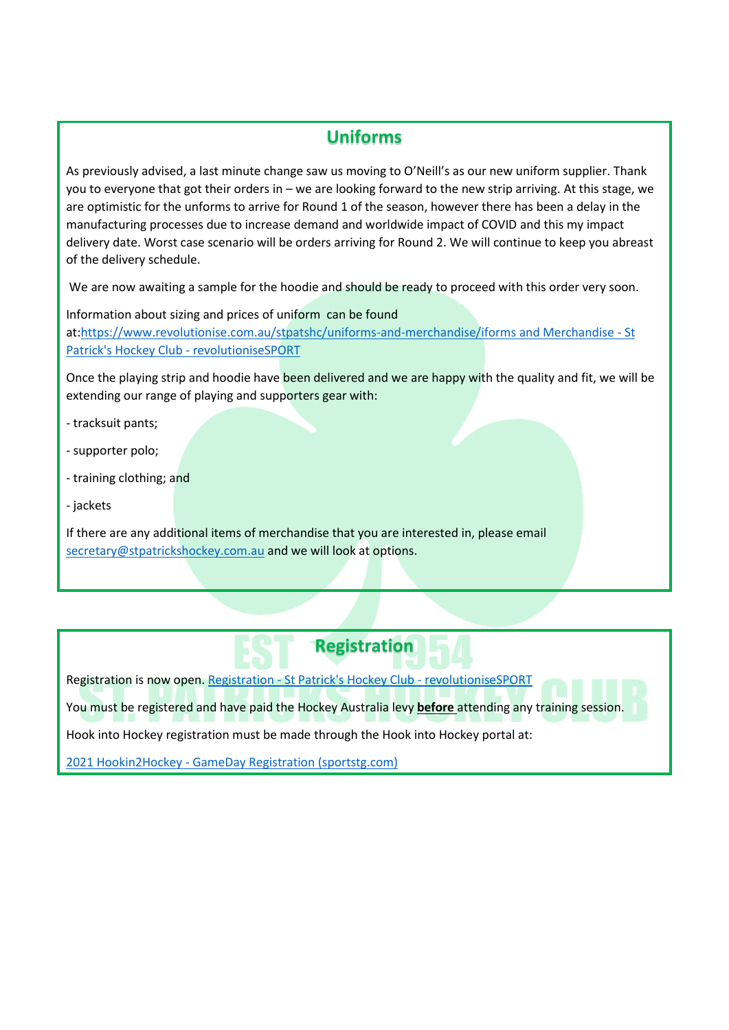## Uniforms

As previously advised, a last minute change saw us moving to O'Neill's as our new uniform supplier. Thank you to everyone that got their orders in – we are looking forward to the new strip arriving. At this stage, we are optimistic for the unforms to arrive for Round 1 of the season, however there has been a delay in the manufacturing processes due to increase demand and worldwide impact of COVID and this my impact delivery date. Worst case scenario will be orders arriving for Round 2. We will continue to keep you abreast of the delivery schedule.

We are now awaiting a sample for the hoodie and should be ready to proceed with this order very soon.

Information about sizing and prices of uniform can be found at:https://www.revolutionise.com.au/stpatshc/uniforms-and-merchandise/iforms and Merchandise - St Patrick's Hockey Club - revolutioniseSPORT

Once the playing strip and hoodie have been delivered and we are happy with the quality and fit, we will be extending our range of playing and supporters gear with:

- tracksuit pants;
- supporter polo;
- training clothing; and
- jackets

If there are any additional items of merchandise that you are interested in, please email secretary@stpatrickshockey.com.au and we will look at options.

## Registration

Registration is now open. Registration - St Patrick's Hockey Club - revolutioniseSPORT

You must be registered and have paid the Hockey Australia levy **before** attending any training session.

Hook into Hockey registration must be made through the Hook into Hockey portal at:

2021 Hookin2Hockey - GameDay Registration (sportstg.com)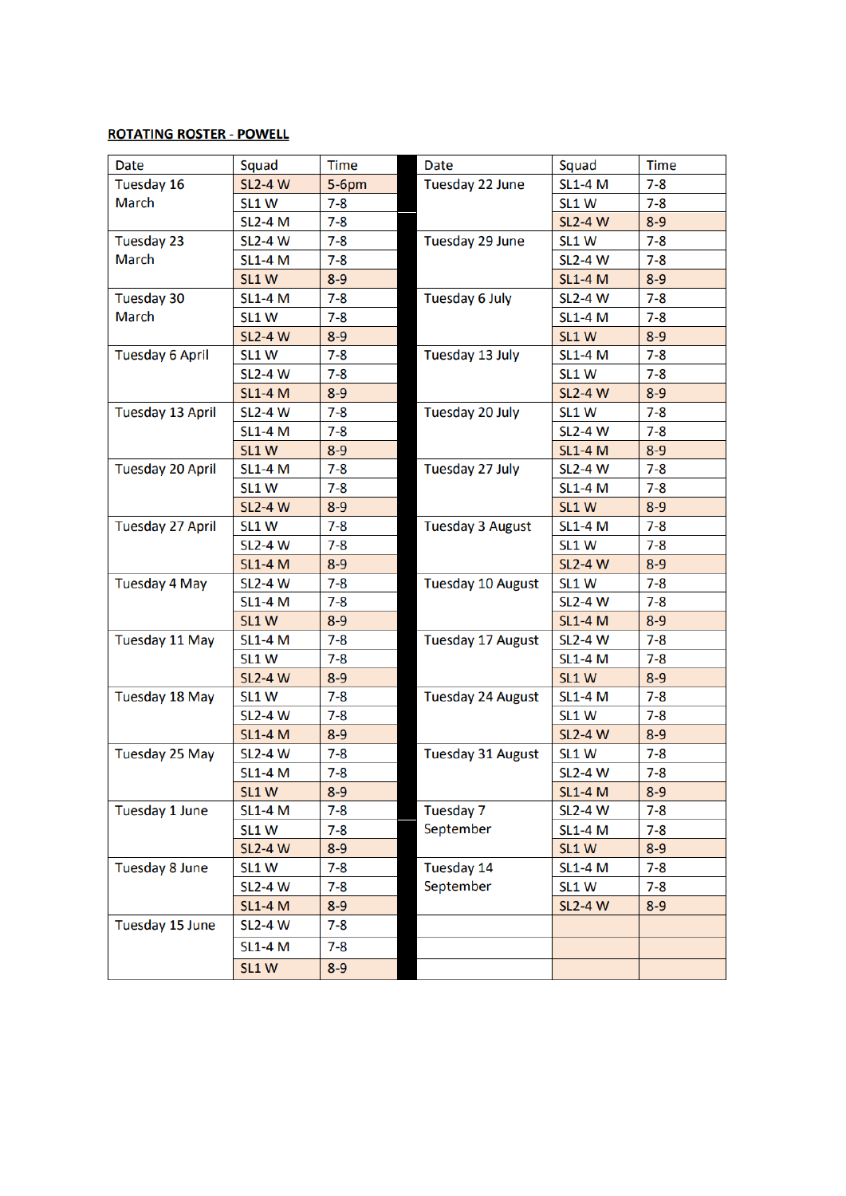**ROTATING ROSTER - POWELL**

| Date | Squad | Time | Date | Squad | Time |
|---|---|---|---|---|---|
| Tuesday 16 March | SL2-4 W | 5-6pm | Tuesday 22 June | SL1-4 M | 7-8 |
| | SL1 W | 7-8 | | SL1 W | 7-8 |
| | SL2-4 M | 7-8 | | SL2-4 W | 8-9 |
| Tuesday 23 March | SL2-4 W | 7-8 | Tuesday 29 June | SL1 W | 7-8 |
| | SL1-4 M | 7-8 | | SL2-4 W | 7-8 |
| | SL1 W | 8-9 | | SL1-4 M | 8-9 |
| Tuesday 30 March | SL1-4 M | 7-8 | Tuesday 6 July | SL2-4 W | 7-8 |
| | SL1 W | 7-8 | | SL1-4 M | 7-8 |
| | SL2-4 W | 8-9 | | SL1 W | 8-9 |
| Tuesday 6 April | SL1 W | 7-8 | Tuesday 13 July | SL1-4 M | 7-8 |
| | SL2-4 W | 7-8 | | SL1 W | 7-8 |
| | SL1-4 M | 8-9 | | SL2-4 W | 8-9 |
| Tuesday 13 April | SL2-4 W | 7-8 | Tuesday 20 July | SL1 W | 7-8 |
| | SL1-4 M | 7-8 | | SL2-4 W | 7-8 |
| | SL1 W | 8-9 | | SL1-4 M | 8-9 |
| Tuesday 20 April | SL1-4 M | 7-8 | Tuesday 27 July | SL2-4 W | 7-8 |
| | SL1 W | 7-8 | | SL1-4 M | 7-8 |
| | SL2-4 W | 8-9 | | SL1 W | 8-9 |
| Tuesday 27 April | SL1 W | 7-8 | Tuesday 3 August | SL1-4 M | 7-8 |
| | SL2-4 W | 7-8 | | SL1 W | 7-8 |
| | SL1-4 M | 8-9 | | SL2-4 W | 8-9 |
| Tuesday 4 May | SL2-4 W | 7-8 | Tuesday 10 August | SL1 W | 7-8 |
| | SL1-4 M | 7-8 | | SL2-4 W | 7-8 |
| | SL1 W | 8-9 | | SL1-4 M | 8-9 |
| Tuesday 11 May | SL1-4 M | 7-8 | Tuesday 17 August | SL2-4 W | 7-8 |
| | SL1 W | 7-8 | | SL1-4 M | 7-8 |
| | SL2-4 W | 8-9 | | SL1 W | 8-9 |
| Tuesday 18 May | SL1 W | 7-8 | Tuesday 24 August | SL1-4 M | 7-8 |
| | SL2-4 W | 7-8 | | SL1 W | 7-8 |
| | SL1-4 M | 8-9 | | SL2-4 W | 8-9 |
| Tuesday 25 May | SL2-4 W | 7-8 | Tuesday 31 August | SL1 W | 7-8 |
| | SL1-4 M | 7-8 | | SL2-4 W | 7-8 |
| | SL1 W | 8-9 | | SL1-4 M | 8-9 |
| Tuesday 1 June | SL1-4 M | 7-8 | Tuesday 7 September | SL2-4 W | 7-8 |
| | SL1 W | 7-8 | | SL1-4 M | 7-8 |
| | SL2-4 W | 8-9 | | SL1 W | 8-9 |
| Tuesday 8 June | SL1 W | 7-8 | Tuesday 14 September | SL1-4 M | 7-8 |
| | SL2-4 W | 7-8 | | SL1 W | 7-8 |
| | SL1-4 M | 8-9 | | SL2-4 W | 8-9 |
| Tuesday 15 June | SL2-4 W | 7-8 | | | |
| | SL1-4 M | 7-8 | | | |
| | SL1 W | 8-9 | | | |